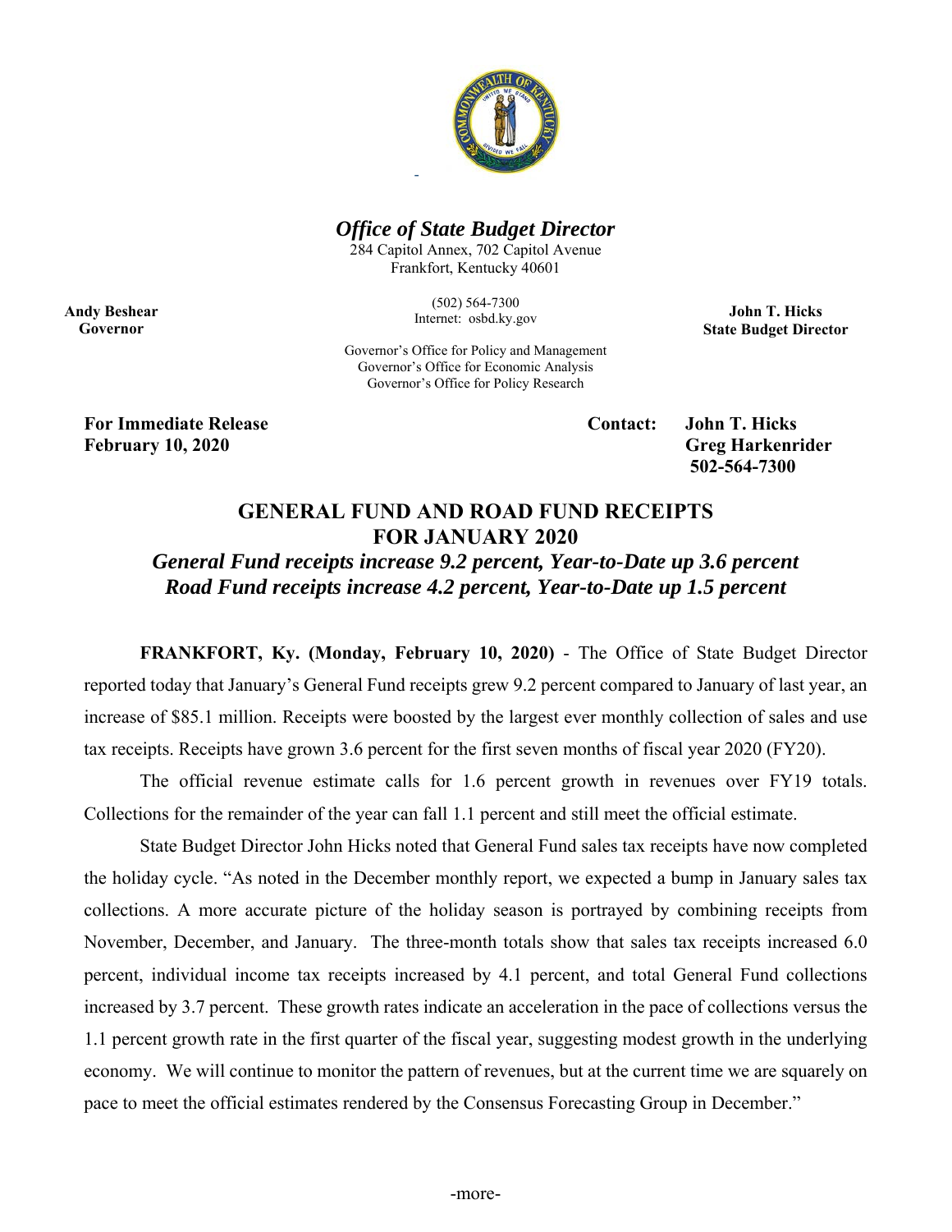*Office of State Budget Director*

284 Capitol Annex, 702 Capitol Avenue
Frankfort, Kentucky 40601

(502) 564-7300
Internet: osbd.ky.gov

Governor's Office for Policy and Management
Governor's Office for Economic Analysis
Governor's Office for Policy Research

**Andy Beshear**
**Governor**

**John T. Hicks**
**State Budget Director**

**For Immediate Release**
**February 10, 2020**

**Contact: John T. Hicks**
**Greg Harkenrider**
**502-564-7300**

# GENERAL FUND AND ROAD FUND RECEIPTS FOR JANUARY 2020

***General Fund receipts increase 9.2 percent, Year-to-Date up 3.6 percent***

***Road Fund receipts increase 4.2 percent, Year-to-Date up 1.5 percent***

**FRANKFORT, Ky. (Monday, February 10, 2020)** - The Office of State Budget Director reported today that January's General Fund receipts grew 9.2 percent compared to January of last year, an increase of $85.1 million. Receipts were boosted by the largest ever monthly collection of sales and use tax receipts. Receipts have grown 3.6 percent for the first seven months of fiscal year 2020 (FY20).

The official revenue estimate calls for 1.6 percent growth in revenues over FY19 totals. Collections for the remainder of the year can fall 1.1 percent and still meet the official estimate.

State Budget Director John Hicks noted that General Fund sales tax receipts have now completed the holiday cycle. "As noted in the December monthly report, we expected a bump in January sales tax collections. A more accurate picture of the holiday season is portrayed by combining receipts from November, December, and January. The three-month totals show that sales tax receipts increased 6.0 percent, individual income tax receipts increased by 4.1 percent, and total General Fund collections increased by 3.7 percent. These growth rates indicate an acceleration in the pace of collections versus the 1.1 percent growth rate in the first quarter of the fiscal year, suggesting modest growth in the underlying economy. We will continue to monitor the pattern of revenues, but at the current time we are squarely on pace to meet the official estimates rendered by the Consensus Forecasting Group in December."

-more-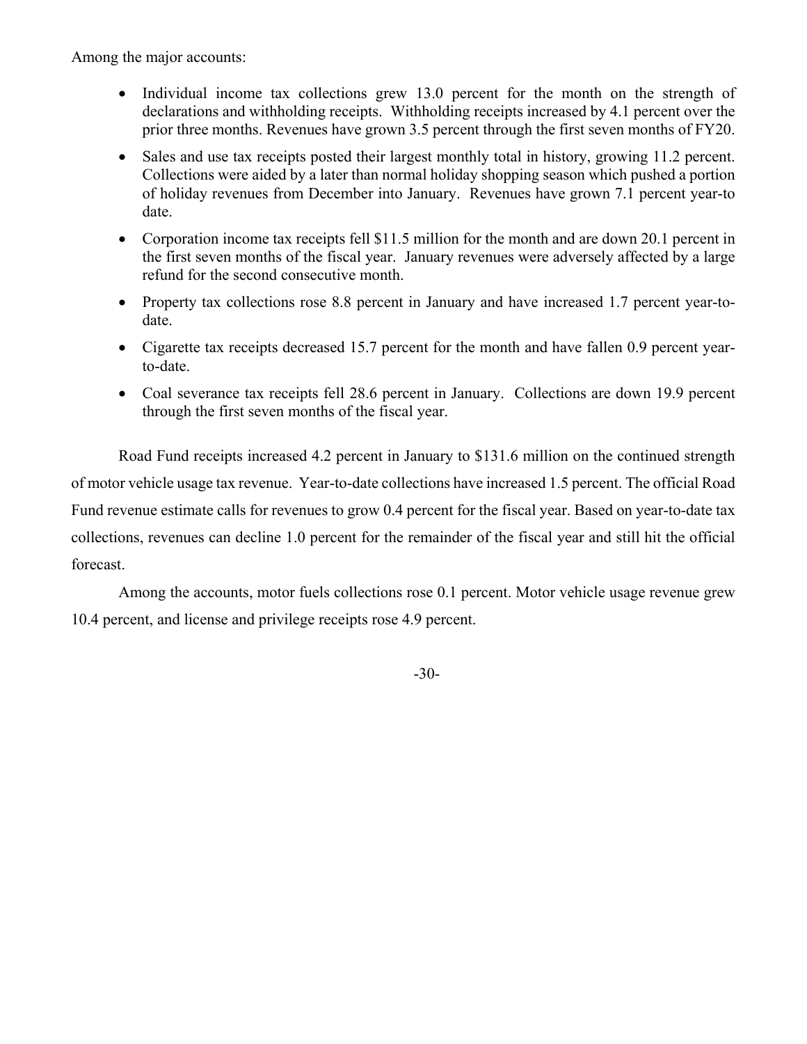Among the major accounts:

- Individual income tax collections grew 13.0 percent for the month on the strength of declarations and withholding receipts. Withholding receipts increased by 4.1 percent over the prior three months. Revenues have grown 3.5 percent through the first seven months of FY20.
- Sales and use tax receipts posted their largest monthly total in history, growing 11.2 percent. Collections were aided by a later than normal holiday shopping season which pushed a portion of holiday revenues from December into January. Revenues have grown 7.1 percent year-to date.
- Corporation income tax receipts fell $11.5 million for the month and are down 20.1 percent in the first seven months of the fiscal year. January revenues were adversely affected by a large refund for the second consecutive month.
- Property tax collections rose 8.8 percent in January and have increased 1.7 percent year-to-date.
- Cigarette tax receipts decreased 15.7 percent for the month and have fallen 0.9 percent year-to-date.
- Coal severance tax receipts fell 28.6 percent in January. Collections are down 19.9 percent through the first seven months of the fiscal year.

Road Fund receipts increased 4.2 percent in January to $131.6 million on the continued strength of motor vehicle usage tax revenue. Year-to-date collections have increased 1.5 percent. The official Road Fund revenue estimate calls for revenues to grow 0.4 percent for the fiscal year. Based on year-to-date tax collections, revenues can decline 1.0 percent for the remainder of the fiscal year and still hit the official forecast.

Among the accounts, motor fuels collections rose 0.1 percent. Motor vehicle usage revenue grew 10.4 percent, and license and privilege receipts rose 4.9 percent.

-30-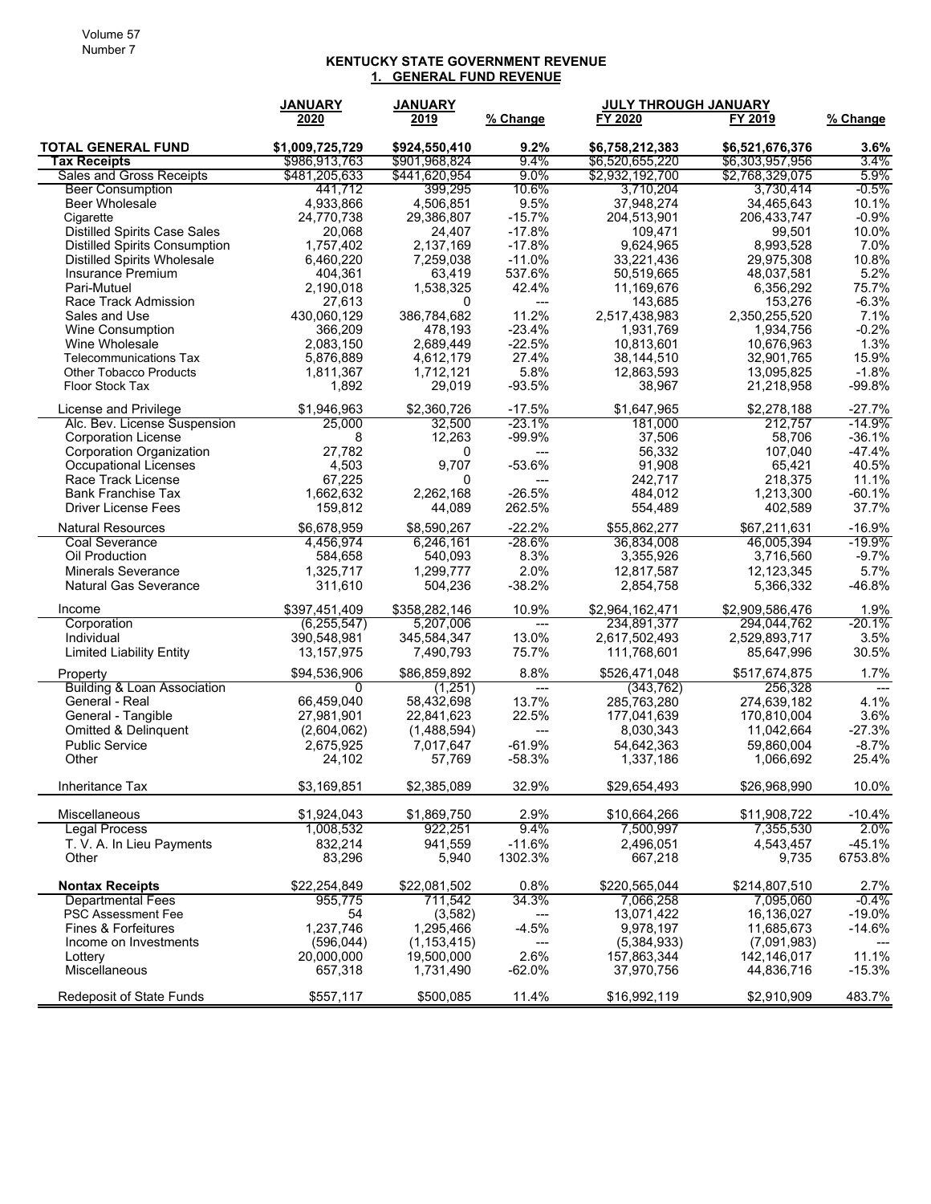## KENTUCKY STATE GOVERNMENT REVENUE

### 1. GENERAL FUND REVENUE

| | JANUARY 2020 | JANUARY 2019 | % Change | JULY THROUGH JANUARY FY 2020 | FY 2019 | % Change |
|---|---|---|---|---|---|---|
| **TOTAL GENERAL FUND** | **$1,009,725,729** | **$924,550,410** | **9.2%** | **$6,758,212,383** | **$6,521,676,376** | **3.6%** |
| **Tax Receipts** | $986,913,763 | $901,968,824 | 9.4% | $6,520,655,220 | $6,303,957,956 | 3.4% |
| Sales and Gross Receipts | $481,205,633 | $441,620,954 | 9.0% | $2,932,192,700 | $2,768,329,075 | 5.9% |
| Beer Consumption | 441,712 | 399,295 | 10.6% | 3,710,204 | 3,730,414 | -0.5% |
| Beer Wholesale | 4,933,866 | 4,506,851 | 9.5% | 37,948,274 | 34,465,643 | 10.1% |
| Cigarette | 24,770,738 | 29,386,807 | -15.7% | 204,513,901 | 206,433,747 | -0.9% |
| Distilled Spirits Case Sales | 20,068 | 24,407 | -17.8% | 109,471 | 99,501 | 10.0% |
| Distilled Spirits Consumption | 1,757,402 | 2,137,169 | -17.8% | 9,624,965 | 8,993,528 | 7.0% |
| Distilled Spirits Wholesale | 6,460,220 | 7,259,038 | -11.0% | 33,221,436 | 29,975,308 | 10.8% |
| Insurance Premium | 404,361 | 63,419 | 537.6% | 50,519,665 | 48,037,581 | 5.2% |
| Pari-Mutuel | 2,190,018 | 1,538,325 | 42.4% | 11,169,676 | 6,356,292 | 75.7% |
| Race Track Admission | 27,613 | 0 | --- | 143,685 | 153,276 | -6.3% |
| Sales and Use | 430,060,129 | 386,784,682 | 11.2% | 2,517,438,983 | 2,350,255,520 | 7.1% |
| Wine Consumption | 366,209 | 478,193 | -23.4% | 1,931,769 | 1,934,756 | -0.2% |
| Wine Wholesale | 2,083,150 | 2,689,449 | -22.5% | 10,813,601 | 10,676,963 | 1.3% |
| Telecommunications Tax | 5,876,889 | 4,612,179 | 27.4% | 38,144,510 | 32,901,765 | 15.9% |
| Other Tobacco Products | 1,811,367 | 1,712,121 | 5.8% | 12,863,593 | 13,095,825 | -1.8% |
| Floor Stock Tax | 1,892 | 29,019 | -93.5% | 38,967 | 21,218,958 | -99.8% |
| License and Privilege | $1,946,963 | $2,360,726 | -17.5% | $1,647,965 | $2,278,188 | -27.7% |
| Alc. Bev. License Suspension | 25,000 | 32,500 | -23.1% | 181,000 | 212,757 | -14.9% |
| Corporation License | 8 | 12,263 | -99.9% | 37,506 | 58,706 | -36.1% |
| Corporation Organization | 27,782 | 0 | --- | 56,332 | 107,040 | -47.4% |
| Occupational Licenses | 4,503 | 9,707 | -53.6% | 91,908 | 65,421 | 40.5% |
| Race Track License | 67,225 | 0 | --- | 242,717 | 218,375 | 11.1% |
| Bank Franchise Tax | 1,662,632 | 2,262,168 | -26.5% | 484,012 | 1,213,300 | -60.1% |
| Driver License Fees | 159,812 | 44,089 | 262.5% | 554,489 | 402,589 | 37.7% |
| Natural Resources | $6,678,959 | $8,590,267 | -22.2% | $55,862,277 | $67,211,631 | -16.9% |
| Coal Severance | 4,456,974 | 6,246,161 | -28.6% | 36,834,008 | 46,005,394 | -19.9% |
| Oil Production | 584,658 | 540,093 | 8.3% | 3,355,926 | 3,716,560 | -9.7% |
| Minerals Severance | 1,325,717 | 1,299,777 | 2.0% | 12,817,587 | 12,123,345 | 5.7% |
| Natural Gas Severance | 311,610 | 504,236 | -38.2% | 2,854,758 | 5,366,332 | -46.8% |
| Income | $397,451,409 | $358,282,146 | 10.9% | $2,964,162,471 | $2,909,586,476 | 1.9% |
| Corporation | (6,255,547) | 5,207,006 | --- | 234,891,377 | 294,044,762 | -20.1% |
| Individual | 390,548,981 | 345,584,347 | 13.0% | 2,617,502,493 | 2,529,893,717 | 3.5% |
| Limited Liability Entity | 13,157,975 | 7,490,793 | 75.7% | 111,768,601 | 85,647,996 | 30.5% |
| Property | $94,536,906 | $86,859,892 | 8.8% | $526,471,048 | $517,674,875 | 1.7% |
| Building & Loan Association | 0 | (1,251) | --- | (343,762) | 256,328 | --- |
| General - Real | 66,459,040 | 58,432,698 | 13.7% | 285,763,280 | 274,639,182 | 4.1% |
| General - Tangible | 27,981,901 | 22,841,623 | 22.5% | 177,041,639 | 170,810,004 | 3.6% |
| Omitted & Delinquent | (2,604,062) | (1,488,594) | --- | 8,030,343 | 11,042,664 | -27.3% |
| Public Service | 2,675,925 | 7,017,647 | -61.9% | 54,642,363 | 59,860,004 | -8.7% |
| Other | 24,102 | 57,769 | -58.3% | 1,337,186 | 1,066,692 | 25.4% |
| Inheritance Tax | $3,169,851 | $2,385,089 | 32.9% | $29,654,493 | $26,968,990 | 10.0% |
| Miscellaneous | $1,924,043 | $1,869,750 | 2.9% | $10,664,266 | $11,908,722 | -10.4% |
| Legal Process | 1,008,532 | 922,251 | 9.4% | 7,500,997 | 7,355,530 | 2.0% |
| T. V. A. In Lieu Payments | 832,214 | 941,559 | -11.6% | 2,496,051 | 4,543,457 | -45.1% |
| Other | 83,296 | 5,940 | 1302.3% | 667,218 | 9,735 | 6753.8% |
| **Nontax Receipts** | $22,254,849 | $22,081,502 | 0.8% | $220,565,044 | $214,807,510 | 2.7% |
| Departmental Fees | 955,775 | 711,542 | 34.3% | 7,066,258 | 7,095,060 | -0.4% |
| PSC Assessment Fee | 54 | (3,582) | --- | 13,071,422 | 16,136,027 | -19.0% |
| Fines & Forfeitures | 1,237,746 | 1,295,466 | -4.5% | 9,978,197 | 11,685,673 | -14.6% |
| Income on Investments | (596,044) | (1,153,415) | --- | (5,384,933) | (7,091,983) | --- |
| Lottery | 20,000,000 | 19,500,000 | 2.6% | 157,863,344 | 142,146,017 | 11.1% |
| Miscellaneous | 657,318 | 1,731,490 | -62.0% | 37,970,756 | 44,836,716 | -15.3% |
| Redeposit of State Funds | $557,117 | $500,085 | 11.4% | $16,992,119 | $2,910,909 | 483.7% |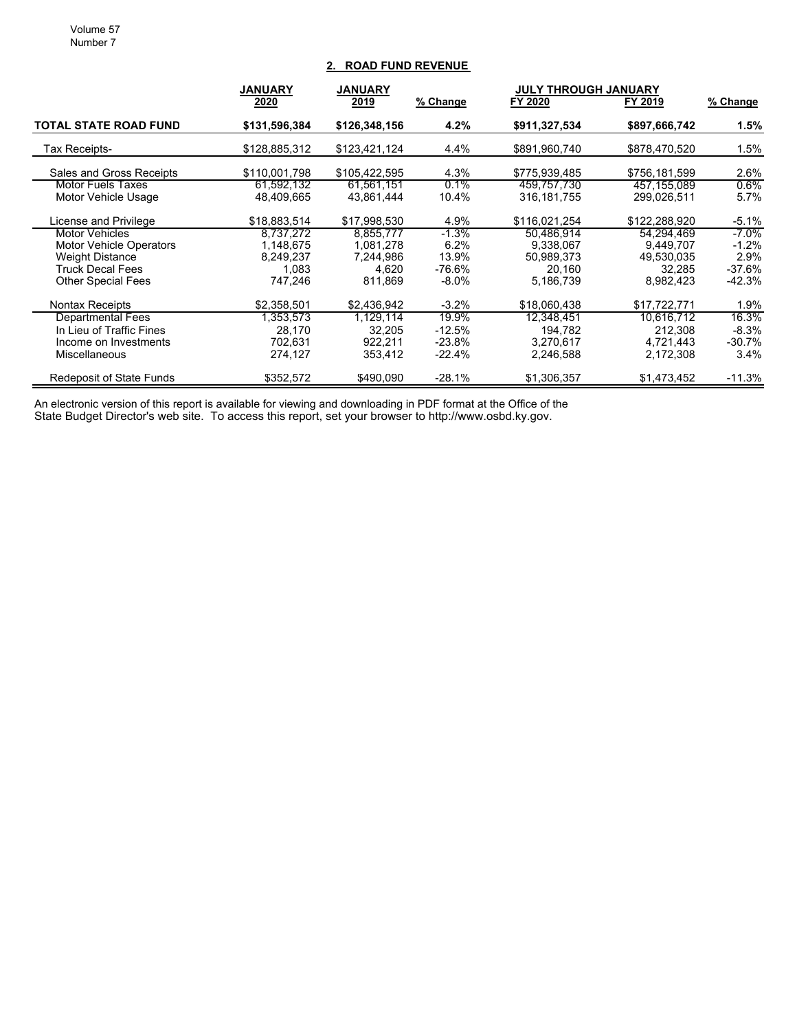## 2. ROAD FUND REVENUE

| | JANUARY 2020 | JANUARY 2019 | % Change | JULY THROUGH JANUARY FY 2020 | FY 2019 | % Change |
|---|---|---|---|---|---|---|
| **TOTAL STATE ROAD FUND** | **$131,596,384** | **$126,348,156** | **4.2%** | **$911,327,534** | **$897,666,742** | **1.5%** |
| Tax Receipts- | $128,885,312 | $123,421,124 | 4.4% | $891,960,740 | $878,470,520 | 1.5% |
| Sales and Gross Receipts | $110,001,798 | $105,422,595 | 4.3% | $775,939,485 | $756,181,599 | 2.6% |
| Motor Fuels Taxes | 61,592,132 | 61,561,151 | 0.1% | 459,757,730 | 457,155,089 | 0.6% |
| Motor Vehicle Usage | 48,409,665 | 43,861,444 | 10.4% | 316,181,755 | 299,026,511 | 5.7% |
| License and Privilege | $18,883,514 | $17,998,530 | 4.9% | $116,021,254 | $122,288,920 | -5.1% |
| Motor Vehicles | 8,737,272 | 8,855,777 | -1.3% | 50,486,914 | 54,294,469 | -7.0% |
| Motor Vehicle Operators | 1,148,675 | 1,081,278 | 6.2% | 9,338,067 | 9,449,707 | -1.2% |
| Weight Distance | 8,249,237 | 7,244,986 | 13.9% | 50,989,373 | 49,530,035 | 2.9% |
| Truck Decal Fees | 1,083 | 4,620 | -76.6% | 20,160 | 32,285 | -37.6% |
| Other Special Fees | 747,246 | 811,869 | -8.0% | 5,186,739 | 8,982,423 | -42.3% |
| Nontax Receipts | $2,358,501 | $2,436,942 | -3.2% | $18,060,438 | $17,722,771 | 1.9% |
| Departmental Fees | 1,353,573 | 1,129,114 | 19.9% | 12,348,451 | 10,616,712 | 16.3% |
| In Lieu of Traffic Fines | 28,170 | 32,205 | -12.5% | 194,782 | 212,308 | -8.3% |
| Income on Investments | 702,631 | 922,211 | -23.8% | 3,270,617 | 4,721,443 | -30.7% |
| Miscellaneous | 274,127 | 353,412 | -22.4% | 2,246,588 | 2,172,308 | 3.4% |
| Redeposit of State Funds | $352,572 | $490,090 | -28.1% | $1,306,357 | $1,473,452 | -11.3% |

An electronic version of this report is available for viewing and downloading in PDF format at the Office of the State Budget Director's web site. To access this report, set your browser to http://www.osbd.ky.gov.